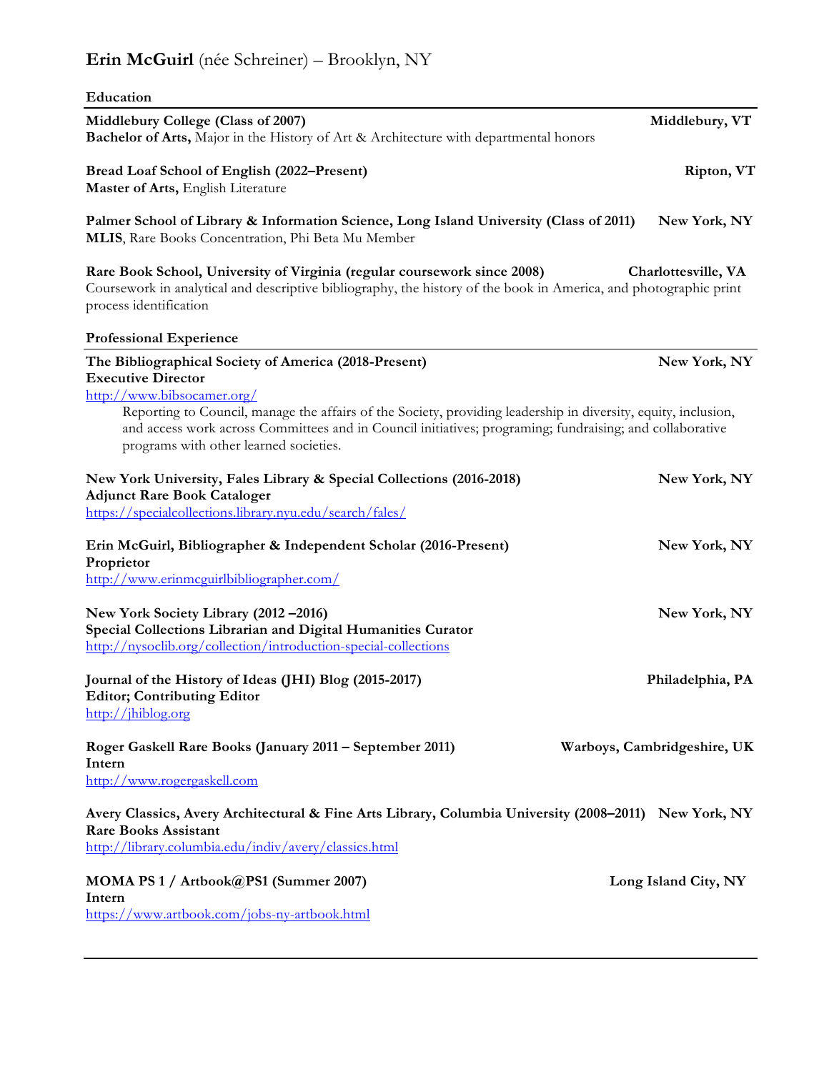# **Erin McGuirl** (née Schreiner) – Brooklyn, NY

## Education

**Middlebury College (Class of 2007)** — **Middlebury, VT**
**Bachelor of Arts,** Major in the History of Art & Architecture with departmental honors

**Bread Loaf School of English (2022–Present)** — **Ripton, VT**
**Master of Arts,** English Literature

**Palmer School of Library & Information Science, Long Island University (Class of 2011)** — **New York, NY**
**MLIS**, Rare Books Concentration, Phi Beta Mu Member

**Rare Book School, University of Virginia (regular coursework since 2008)** — **Charlottesville, VA**
Coursework in analytical and descriptive bibliography, the history of the book in America, and photographic print process identification

## Professional Experience

**The Bibliographical Society of America (2018-Present)** — **New York, NY**
**Executive Director**
http://www.bibsocamer.org/

Reporting to Council, manage the affairs of the Society, providing leadership in diversity, equity, inclusion, and access work across Committees and in Council initiatives; programing; fundraising; and collaborative programs with other learned societies.

**New York University, Fales Library & Special Collections (2016-2018)** — **New York, NY**
**Adjunct Rare Book Cataloger**
https://specialcollections.library.nyu.edu/search/fales/

**Erin McGuirl, Bibliographer & Independent Scholar (2016-Present)** — **New York, NY**
**Proprietor**
http://www.erinmcguirlbibliographer.com/

**New York Society Library (2012 –2016)** — **New York, NY**
**Special Collections Librarian and Digital Humanities Curator**
http://nysoclib.org/collection/introduction-special-collections

**Journal of the History of Ideas (JHI) Blog (2015-2017)** — **Philadelphia, PA**
**Editor; Contributing Editor**
http://jhiblog.org

**Roger Gaskell Rare Books (January 2011 – September 2011)** — **Warboys, Cambridgeshire, UK**
**Intern**
http://www.rogergaskell.com

**Avery Classics, Avery Architectural & Fine Arts Library, Columbia University (2008–2011)** — **New York, NY**
**Rare Books Assistant**
http://library.columbia.edu/indiv/avery/classics.html

**MOMA PS 1 / Artbook@PS1 (Summer 2007)** — **Long Island City, NY**
**Intern**
https://www.artbook.com/jobs-ny-artbook.html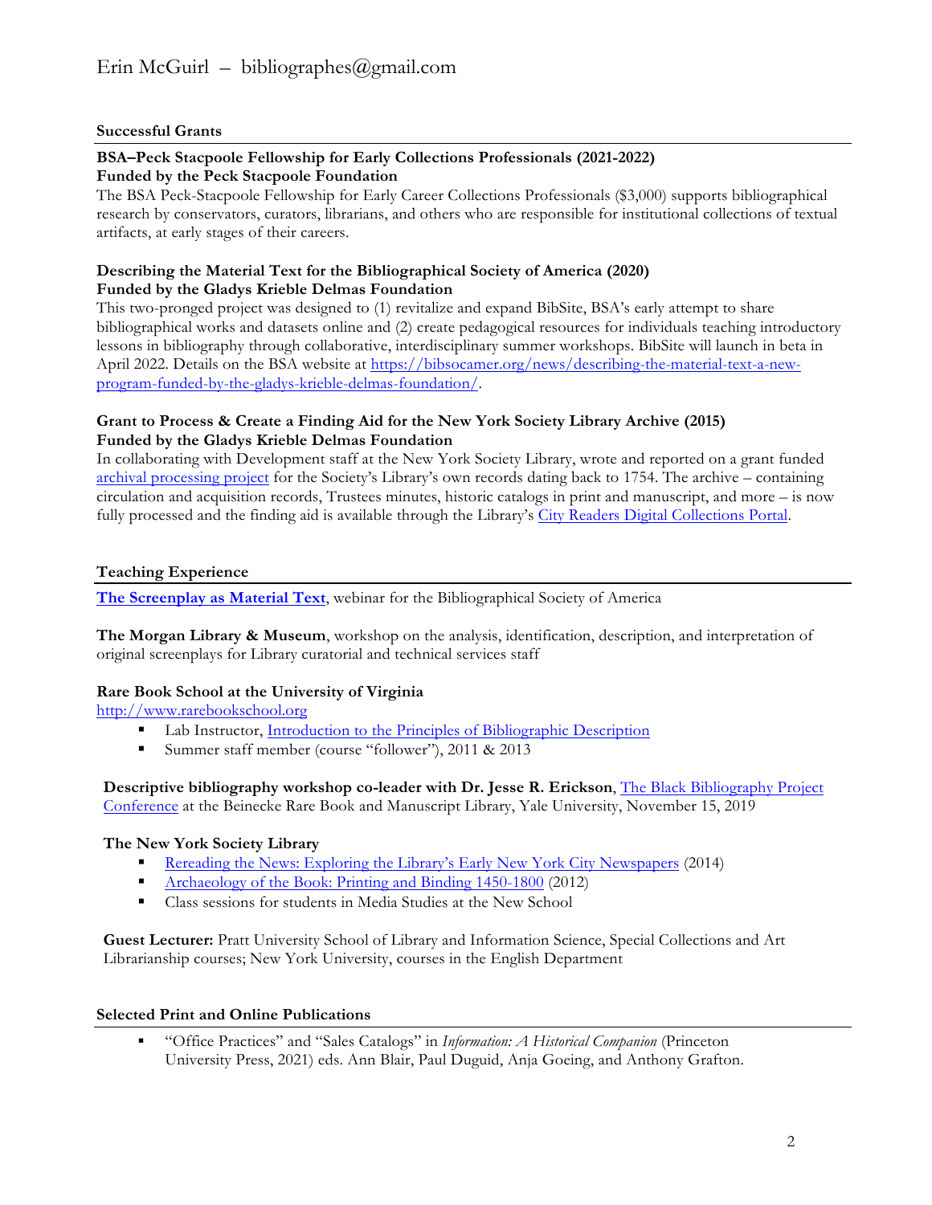## Successful Grants

**BSA–Peck Stacpoole Fellowship for Early Collections Professionals (2021-2022)**
**Funded by the Peck Stacpoole Foundation**

The BSA Peck-Stacpoole Fellowship for Early Career Collections Professionals ($3,000) supports bibliographical research by conservators, curators, librarians, and others who are responsible for institutional collections of textual artifacts, at early stages of their careers.

**Describing the Material Text for the Bibliographical Society of America (2020)**
**Funded by the Gladys Krieble Delmas Foundation**

This two-pronged project was designed to (1) revitalize and expand BibSite, BSA's early attempt to share bibliographical works and datasets online and (2) create pedagogical resources for individuals teaching introductory lessons in bibliography through collaborative, interdisciplinary summer workshops. BibSite will launch in beta in April 2022. Details on the BSA website at https://bibsocamer.org/news/describing-the-material-text-a-new-program-funded-by-the-gladys-krieble-delmas-foundation/.

**Grant to Process & Create a Finding Aid for the New York Society Library Archive (2015)**
**Funded by the Gladys Krieble Delmas Foundation**

In collaborating with Development staff at the New York Society Library, wrote and reported on a grant funded archival processing project for the Society's Library's own records dating back to 1754. The archive – containing circulation and acquisition records, Trustees minutes, historic catalogs in print and manuscript, and more – is now fully processed and the finding aid is available through the Library's City Readers Digital Collections Portal.

## Teaching Experience

**The Screenplay as Material Text**, webinar for the Bibliographical Society of America

**The Morgan Library & Museum**, workshop on the analysis, identification, description, and interpretation of original screenplays for Library curatorial and technical services staff

**Rare Book School at the University of Virginia**
http://www.rarebookschool.org

- Lab Instructor, Introduction to the Principles of Bibliographic Description
- Summer staff member (course "follower"), 2011 & 2013

**Descriptive bibliography workshop co-leader with Dr. Jesse R. Erickson**, The Black Bibliography Project Conference at the Beinecke Rare Book and Manuscript Library, Yale University, November 15, 2019

**The New York Society Library**

- Rereading the News: Exploring the Library's Early New York City Newspapers (2014)
- Archaeology of the Book: Printing and Binding 1450-1800 (2012)
- Class sessions for students in Media Studies at the New School

**Guest Lecturer:** Pratt University School of Library and Information Science, Special Collections and Art Librarianship courses; New York University, courses in the English Department

## Selected Print and Online Publications

- "Office Practices" and "Sales Catalogs" in *Information: A Historical Companion* (Princeton University Press, 2021) eds. Ann Blair, Paul Duguid, Anja Goeing, and Anthony Grafton.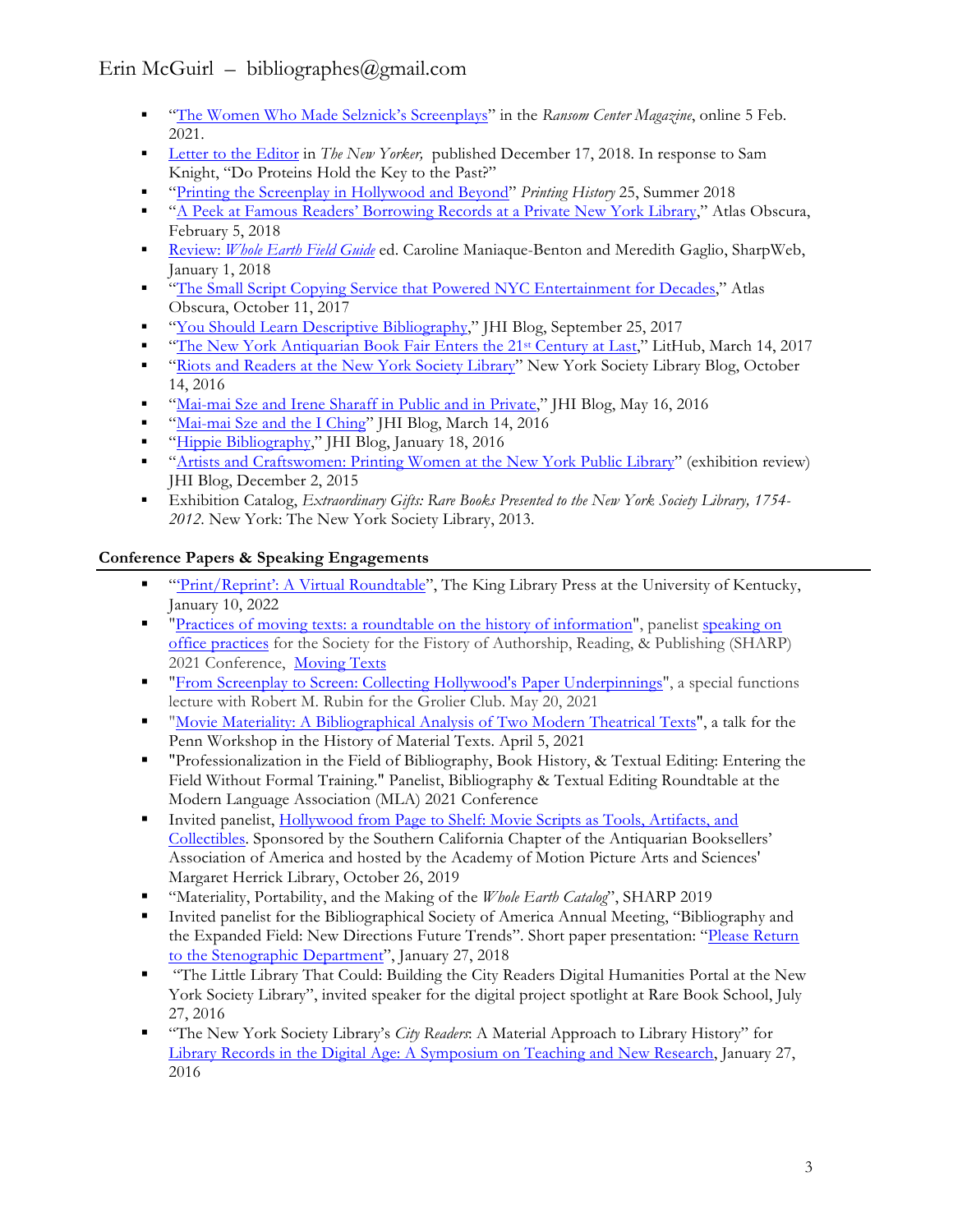- "The Women Who Made Selznick's Screenplays" in the *Ransom Center Magazine*, online 5 Feb. 2021.
- Letter to the Editor in *The New Yorker,* published December 17, 2018. In response to Sam Knight, "Do Proteins Hold the Key to the Past?"
- "Printing the Screenplay in Hollywood and Beyond" *Printing History* 25, Summer 2018
- "A Peek at Famous Readers' Borrowing Records at a Private New York Library," Atlas Obscura, February 5, 2018
- Review: *Whole Earth Field Guide* ed. Caroline Maniaque-Benton and Meredith Gaglio, SharpWeb, January 1, 2018
- "The Small Script Copying Service that Powered NYC Entertainment for Decades," Atlas Obscura, October 11, 2017
- "You Should Learn Descriptive Bibliography," JHI Blog, September 25, 2017
- "The New York Antiquarian Book Fair Enters the 21st Century at Last," LitHub, March 14, 2017
- "Riots and Readers at the New York Society Library" New York Society Library Blog, October 14, 2016
- "Mai-mai Sze and Irene Sharaff in Public and in Private," JHI Blog, May 16, 2016
- "Mai-mai Sze and the I Ching" JHI Blog, March 14, 2016
- "Hippie Bibliography," JHI Blog, January 18, 2016
- "Artists and Craftswomen: Printing Women at the New York Public Library" (exhibition review) JHI Blog, December 2, 2015
- Exhibition Catalog, *Extraordinary Gifts: Rare Books Presented to the New York Society Library, 1754-2012*. New York: The New York Society Library, 2013.

**Conference Papers & Speaking Engagements**

- "'Print/Reprint': A Virtual Roundtable", The King Library Press at the University of Kentucky, January 10, 2022
- "Practices of moving texts: a roundtable on the history of information", panelist speaking on office practices for the Society for the Fistory of Authorship, Reading, & Publishing (SHARP) 2021 Conference, Moving Texts
- "From Screenplay to Screen: Collecting Hollywood's Paper Underpinnings", a special functions lecture with Robert M. Rubin for the Grolier Club. May 20, 2021
- "Movie Materiality: A Bibliographical Analysis of Two Modern Theatrical Texts", a talk for the Penn Workshop in the History of Material Texts. April 5, 2021
- "Professionalization in the Field of Bibliography, Book History, & Textual Editing: Entering the Field Without Formal Training." Panelist, Bibliography & Textual Editing Roundtable at the Modern Language Association (MLA) 2021 Conference
- Invited panelist, Hollywood from Page to Shelf: Movie Scripts as Tools, Artifacts, and Collectibles. Sponsored by the Southern California Chapter of the Antiquarian Booksellers' Association of America and hosted by the Academy of Motion Picture Arts and Sciences' Margaret Herrick Library, October 26, 2019
- "Materiality, Portability, and the Making of the *Whole Earth Catalog*", SHARP 2019
- Invited panelist for the Bibliographical Society of America Annual Meeting, "Bibliography and the Expanded Field: New Directions Future Trends". Short paper presentation: "Please Return to the Stenographic Department", January 27, 2018
- "The Little Library That Could: Building the City Readers Digital Humanities Portal at the New York Society Library", invited speaker for the digital project spotlight at Rare Book School, July 27, 2016
- "The New York Society Library's *City Readers*: A Material Approach to Library History" for Library Records in the Digital Age: A Symposium on Teaching and New Research, January 27, 2016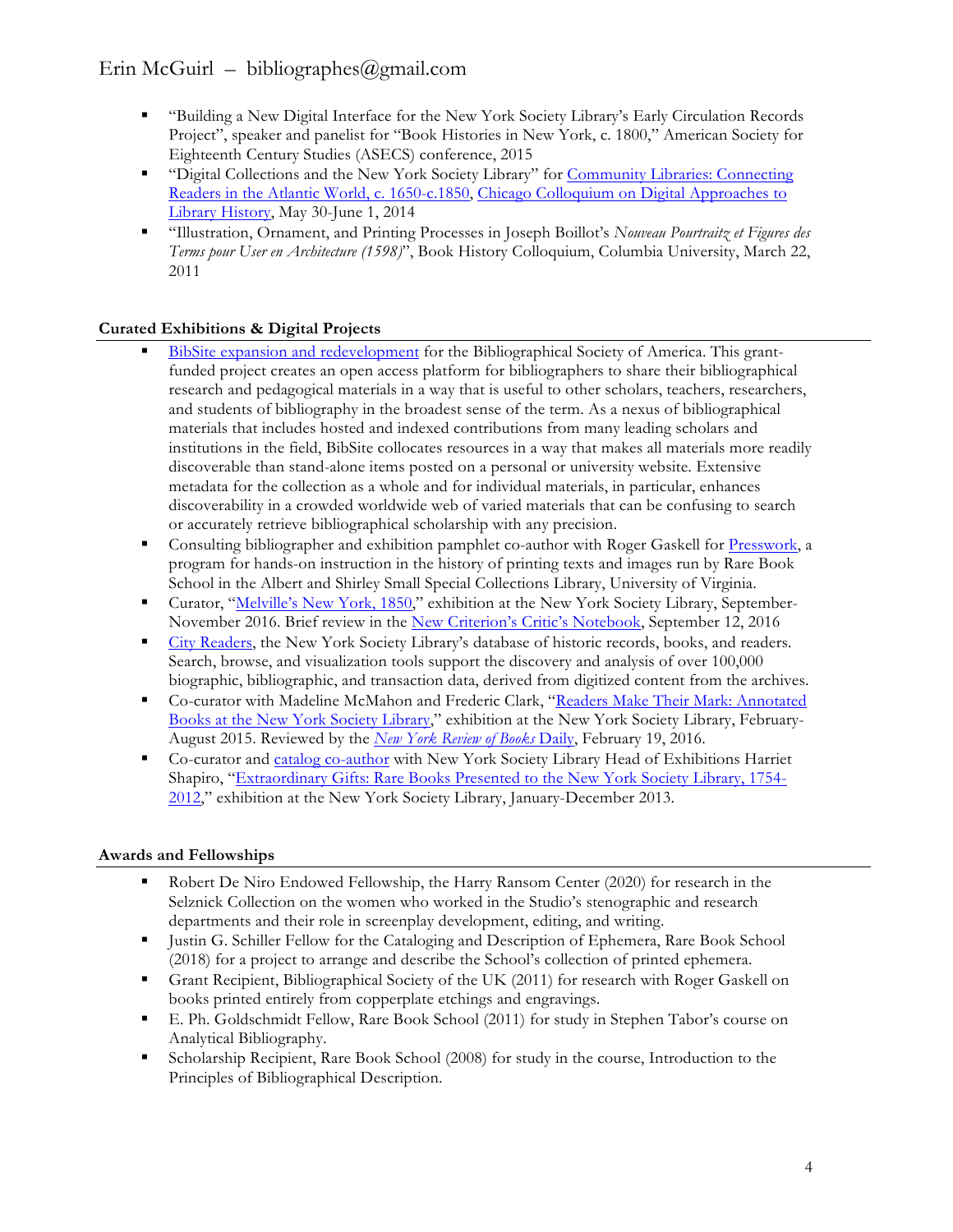- "Building a New Digital Interface for the New York Society Library's Early Circulation Records Project", speaker and panelist for "Book Histories in New York, c. 1800," American Society for Eighteenth Century Studies (ASECS) conference, 2015
- "Digital Collections and the New York Society Library" for Community Libraries: Connecting Readers in the Atlantic World, c. 1650-c.1850, Chicago Colloquium on Digital Approaches to Library History, May 30-June 1, 2014
- "Illustration, Ornament, and Printing Processes in Joseph Boillot's *Nouveau Pourtraitz et Figures des Terms pour User en Architecture (1598)*", Book History Colloquium, Columbia University, March 22, 2011

**Curated Exhibitions & Digital Projects**

- BibSite expansion and redevelopment for the Bibliographical Society of America. This grant-funded project creates an open access platform for bibliographers to share their bibliographical research and pedagogical materials in a way that is useful to other scholars, teachers, researchers, and students of bibliography in the broadest sense of the term. As a nexus of bibliographical materials that includes hosted and indexed contributions from many leading scholars and institutions in the field, BibSite collocates resources in a way that makes all materials more readily discoverable than stand-alone items posted on a personal or university website. Extensive metadata for the collection as a whole and for individual materials, in particular, enhances discoverability in a crowded worldwide web of varied materials that can be confusing to search or accurately retrieve bibliographical scholarship with any precision.
- Consulting bibliographer and exhibition pamphlet co-author with Roger Gaskell for Presswork, a program for hands-on instruction in the history of printing texts and images run by Rare Book School in the Albert and Shirley Small Special Collections Library, University of Virginia.
- Curator, "Melville's New York, 1850," exhibition at the New York Society Library, September-November 2016. Brief review in the New Criterion's Critic's Notebook, September 12, 2016
- City Readers, the New York Society Library's database of historic records, books, and readers. Search, browse, and visualization tools support the discovery and analysis of over 100,000 biographic, bibliographic, and transaction data, derived from digitized content from the archives.
- Co-curator with Madeline McMahon and Frederic Clark, "Readers Make Their Mark: Annotated Books at the New York Society Library," exhibition at the New York Society Library, February-August 2015. Reviewed by the *New York Review of Books* Daily, February 19, 2016.
- Co-curator and catalog co-author with New York Society Library Head of Exhibitions Harriet Shapiro, "Extraordinary Gifts: Rare Books Presented to the New York Society Library, 1754-2012," exhibition at the New York Society Library, January-December 2013.

**Awards and Fellowships**

- Robert De Niro Endowed Fellowship, the Harry Ransom Center (2020) for research in the Selznick Collection on the women who worked in the Studio's stenographic and research departments and their role in screenplay development, editing, and writing.
- Justin G. Schiller Fellow for the Cataloging and Description of Ephemera, Rare Book School (2018) for a project to arrange and describe the School's collection of printed ephemera.
- Grant Recipient, Bibliographical Society of the UK (2011) for research with Roger Gaskell on books printed entirely from copperplate etchings and engravings.
- E. Ph. Goldschmidt Fellow, Rare Book School (2011) for study in Stephen Tabor's course on Analytical Bibliography.
- Scholarship Recipient, Rare Book School (2008) for study in the course, Introduction to the Principles of Bibliographical Description.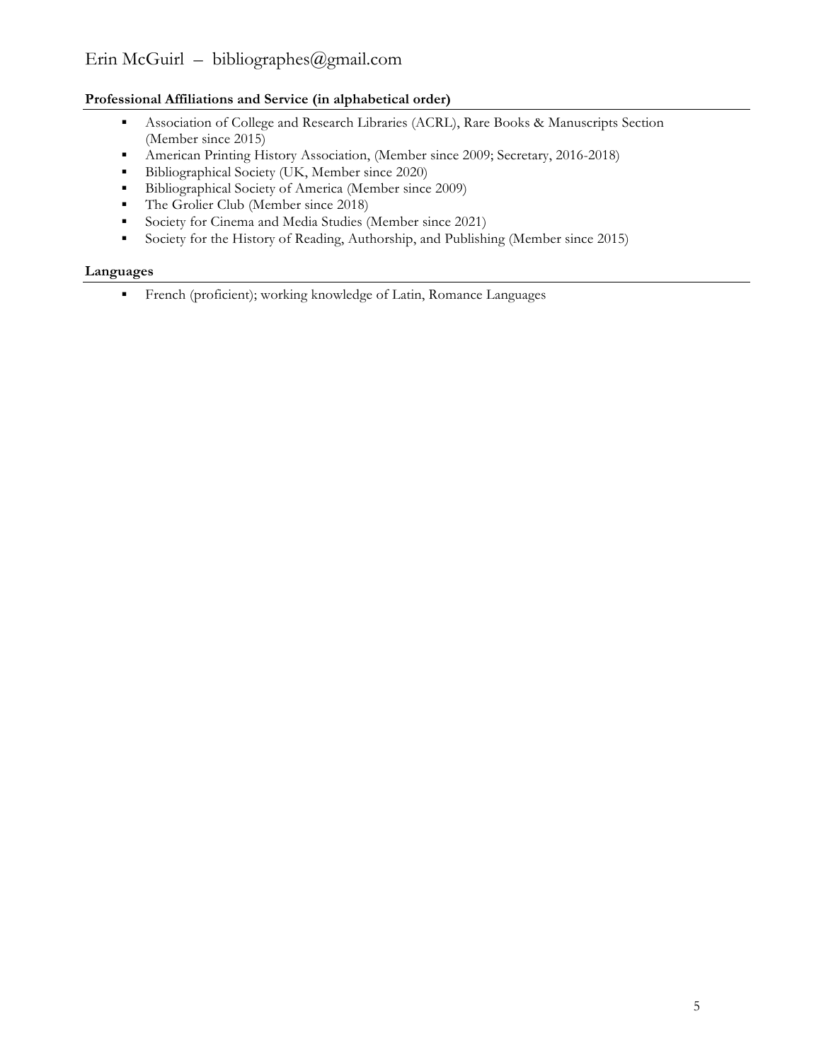### Professional Affiliations and Service (in alphabetical order)

- Association of College and Research Libraries (ACRL), Rare Books & Manuscripts Section (Member since 2015)
- American Printing History Association, (Member since 2009; Secretary, 2016-2018)
- Bibliographical Society (UK, Member since 2020)
- Bibliographical Society of America (Member since 2009)
- The Grolier Club (Member since 2018)
- Society for Cinema and Media Studies (Member since 2021)
- Society for the History of Reading, Authorship, and Publishing (Member since 2015)

### Languages

- French (proficient); working knowledge of Latin, Romance Languages